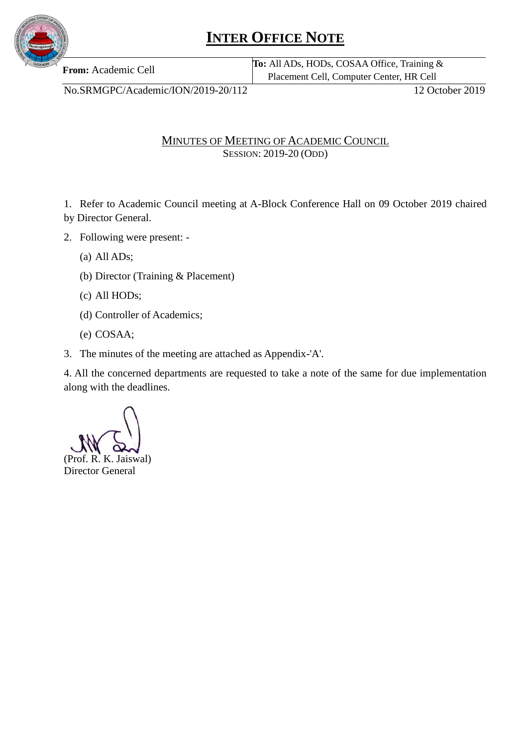# INTER OFFICE NOTE

| **From:** Academic Cell | **To:** All ADs, HODs, COSAA Office, Training & Placement Cell, Computer Center, HR Cell |
|---|---|

No.SRMGPC/Academic/ION/2019-20/112 12 October 2019

## MINUTES OF MEETING OF ACADEMIC COUNCIL
SESSION: 2019-20 (ODD)

1. Refer to Academic Council meeting at A-Block Conference Hall on 09 October 2019 chaired by Director General.

2. Following were present: -

   (a) All ADs;

   (b) Director (Training & Placement)

   (c) All HODs;

   (d) Controller of Academics;

   (e) COSAA;

3. The minutes of the meeting are attached as Appendix-'A'.

4. All the concerned departments are requested to take a note of the same for due implementation along with the deadlines.

(Prof. R. K. Jaiswal)
Director General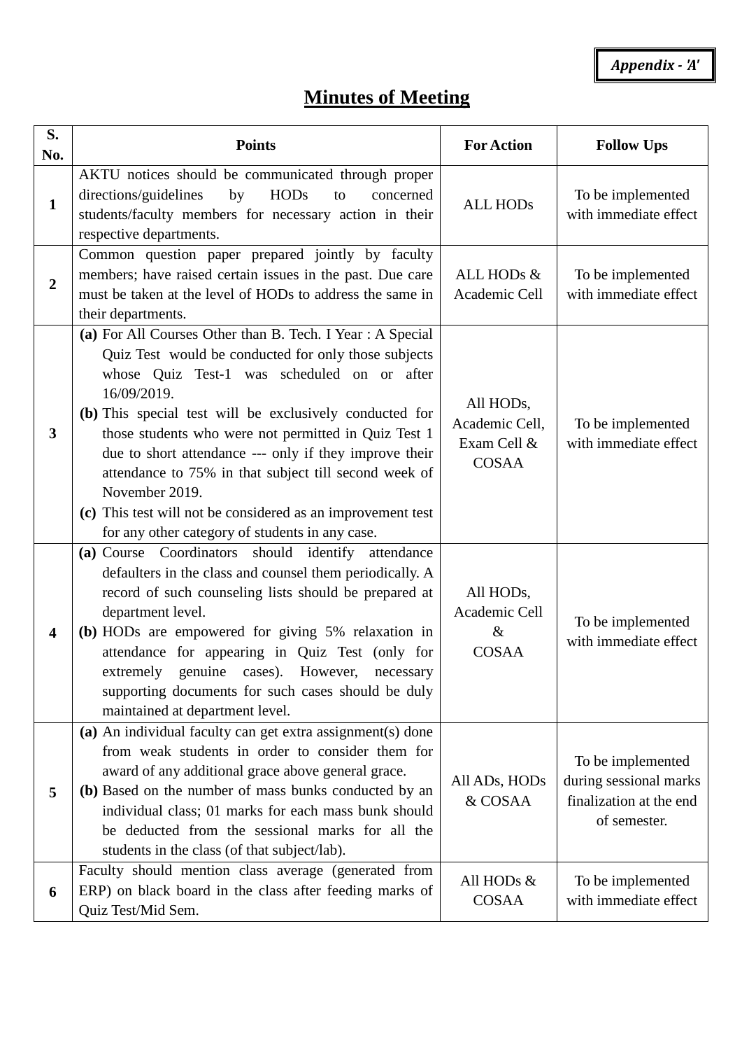***Appendix - 'A'***

# Minutes of Meeting

| S. No. | Points | For Action | Follow Ups |
|---|---|---|---|
| **1** | AKTU notices should be communicated through proper directions/guidelines by HODs to concerned students/faculty members for necessary action in their respective departments. | ALL HODs | To be implemented with immediate effect |
| **2** | Common question paper prepared jointly by faculty members; have raised certain issues in the past. Due care must be taken at the level of HODs to address the same in their departments. | ALL HODs & Academic Cell | To be implemented with immediate effect |
| **3** | **(a)** For All Courses Other than B. Tech. I Year : A Special Quiz Test would be conducted for only those subjects whose Quiz Test-1 was scheduled on or after 16/09/2019. **(b)** This special test will be exclusively conducted for those students who were not permitted in Quiz Test 1 due to short attendance --- only if they improve their attendance to 75% in that subject till second week of November 2019. **(c)** This test will not be considered as an improvement test for any other category of students in any case. | All HODs, Academic Cell, Exam Cell & COSAA | To be implemented with immediate effect |
| **4** | **(a)** Course Coordinators should identify attendance defaulters in the class and counsel them periodically. A record of such counseling lists should be prepared at department level. **(b)** HODs are empowered for giving 5% relaxation in attendance for appearing in Quiz Test (only for extremely genuine cases). However, necessary supporting documents for such cases should be duly maintained at department level. | All HODs, Academic Cell & COSAA | To be implemented with immediate effect |
| **5** | **(a)** An individual faculty can get extra assignment(s) done from weak students in order to consider them for award of any additional grace above general grace. **(b)** Based on the number of mass bunks conducted by an individual class; 01 marks for each mass bunk should be deducted from the sessional marks for all the students in the class (of that subject/lab). | All ADs, HODs & COSAA | To be implemented during sessional marks finalization at the end of semester. |
| **6** | Faculty should mention class average (generated from ERP) on black board in the class after feeding marks of Quiz Test/Mid Sem. | All HODs & COSAA | To be implemented with immediate effect |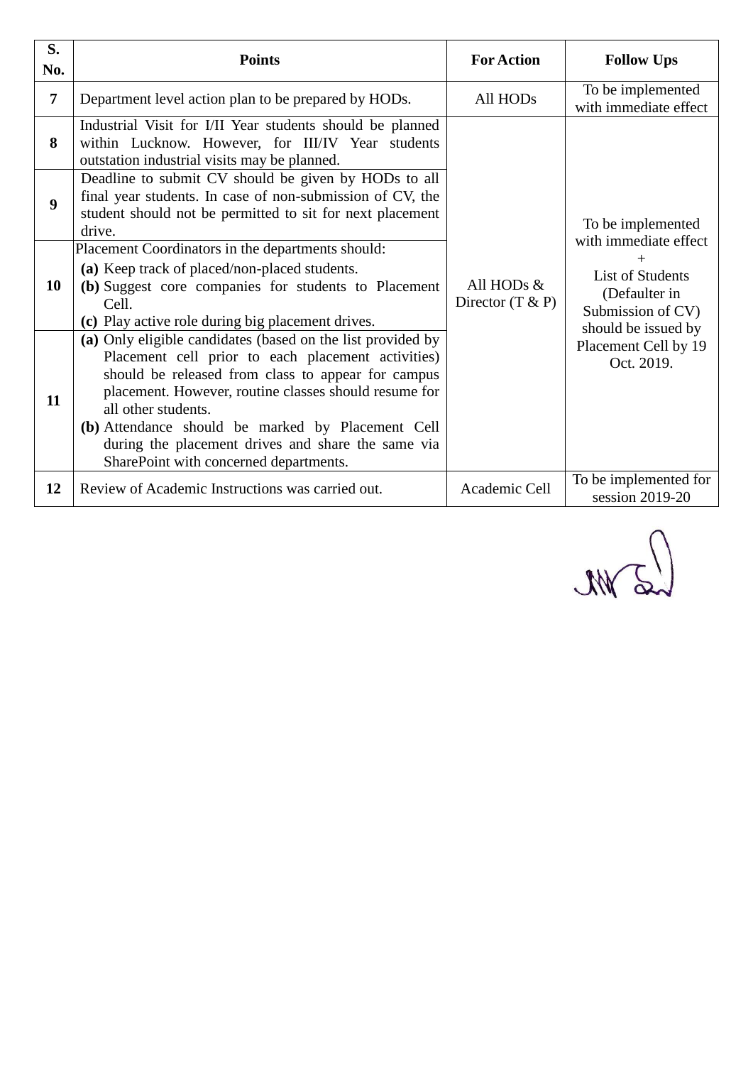| S. No. | Points | For Action | Follow Ups |
|---|---|---|---|
| **7** | Department level action plan to be prepared by HODs. | All HODs | To be implemented with immediate effect |
| **8** | Industrial Visit for I/II Year students should be planned within Lucknow. However, for III/IV Year students outstation industrial visits may be planned. | All HODs & Director (T & P) | To be implemented with immediate effect + List of Students (Defaulter in Submission of CV) should be issued by Placement Cell by 19 Oct. 2019. |
| **9** | Deadline to submit CV should be given by HODs to all final year students. In case of non-submission of CV, the student should not be permitted to sit for next placement drive. | | |
| **10** | Placement Coordinators in the departments should:<br>**(a)** Keep track of placed/non-placed students.<br>**(b)** Suggest core companies for students to Placement Cell.<br>**(c)** Play active role during big placement drives. | | |
| **11** | **(a)** Only eligible candidates (based on the list provided by Placement cell prior to each placement activities) should be released from class to appear for campus placement. However, routine classes should resume for all other students.<br>**(b)** Attendance should be marked by Placement Cell during the placement drives and share the same via SharePoint with concerned departments. | | |
| **12** | Review of Academic Instructions was carried out. | Academic Cell | To be implemented for session 2019-20 |